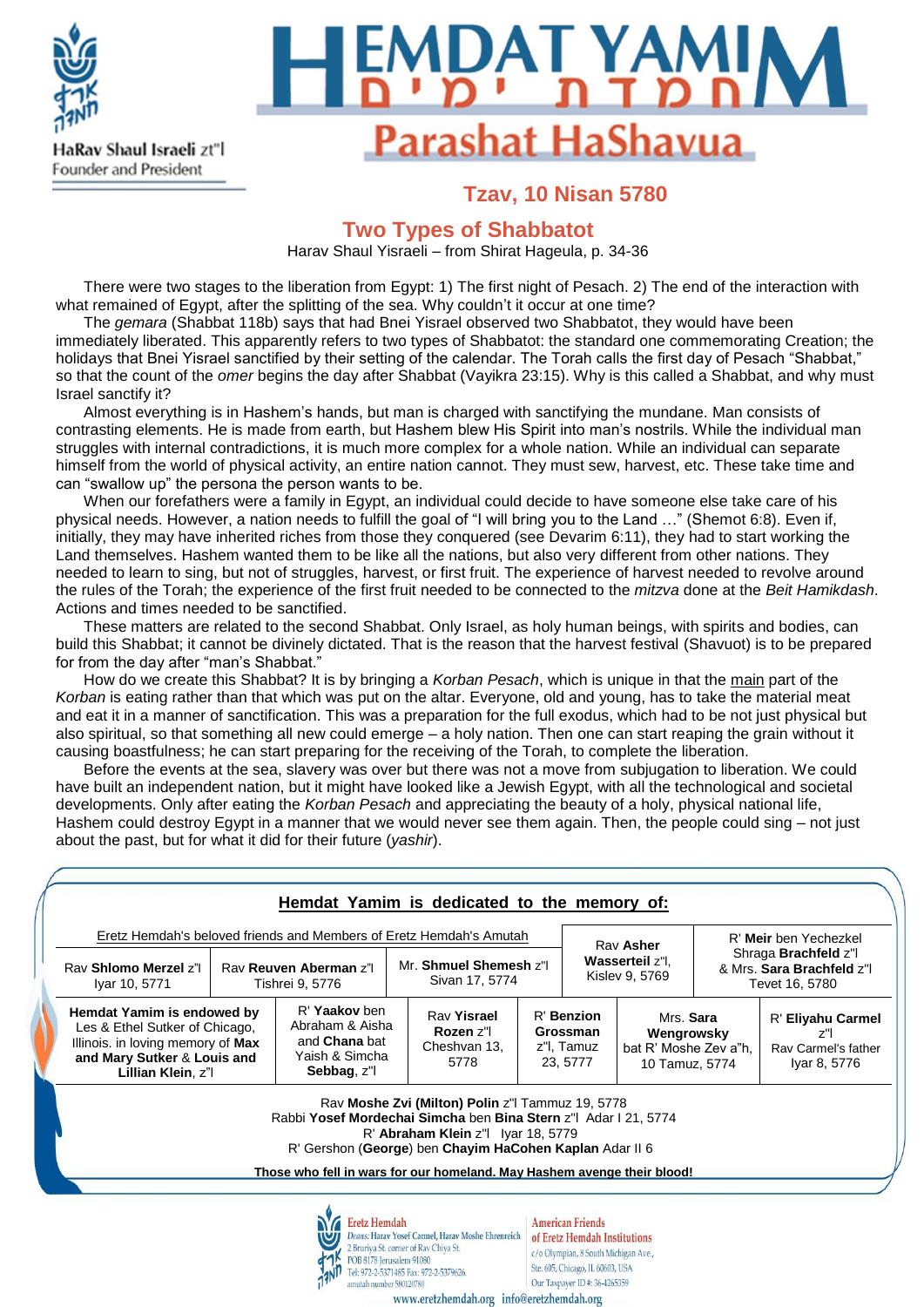HaRav Shaul Israeli zt"l
Founder and President

# HEMDAT YAMIM
# חמדת ימים
## Parashat HaShavua

### Tzav, 10 Nisan 5780

## Two Types of Shabbatot

Harav Shaul Yisraeli – from Shirat Hageula, p. 34-36

There were two stages to the liberation from Egypt: 1) The first night of Pesach. 2) The end of the interaction with what remained of Egypt, after the splitting of the sea. Why couldn't it occur at one time?

The *gemara* (Shabbat 118b) says that had Bnei Yisrael observed two Shabbatot, they would have been immediately liberated. This apparently refers to two types of Shabbatot: the standard one commemorating Creation; the holidays that Bnei Yisrael sanctified by their setting of the calendar. The Torah calls the first day of Pesach "Shabbat," so that the count of the *omer* begins the day after Shabbat (Vayikra 23:15). Why is this called a Shabbat, and why must Israel sanctify it?

Almost everything is in Hashem's hands, but man is charged with sanctifying the mundane. Man consists of contrasting elements. He is made from earth, but Hashem blew His Spirit into man's nostrils. While the individual man struggles with internal contradictions, it is much more complex for a whole nation. While an individual can separate himself from the world of physical activity, an entire nation cannot. They must sew, harvest, etc. These take time and can "swallow up" the persona the person wants to be.

When our forefathers were a family in Egypt, an individual could decide to have someone else take care of his physical needs. However, a nation needs to fulfill the goal of "I will bring you to the Land …" (Shemot 6:8). Even if, initially, they may have inherited riches from those they conquered (see Devarim 6:11), they had to start working the Land themselves. Hashem wanted them to be like all the nations, but also very different from other nations. They needed to learn to sing, but not of struggles, harvest, or first fruit. The experience of harvest needed to revolve around the rules of the Torah; the experience of the first fruit needed to be connected to the *mitzva* done at the *Beit Hamikdash*. Actions and times needed to be sanctified.

These matters are related to the second Shabbat. Only Israel, as holy human beings, with spirits and bodies, can build this Shabbat; it cannot be divinely dictated. That is the reason that the harvest festival (Shavuot) is to be prepared for from the day after "man's Shabbat."

How do we create this Shabbat? It is by bringing a *Korban Pesach*, which is unique in that the main part of the *Korban* is eating rather than that which was put on the altar. Everyone, old and young, has to take the material meat and eat it in a manner of sanctification. This was a preparation for the full exodus, which had to be not just physical but also spiritual, so that something all new could emerge – a holy nation. Then one can start reaping the grain without it causing boastfulness; he can start preparing for the receiving of the Torah, to complete the liberation.

Before the events at the sea, slavery was over but there was not a move from subjugation to liberation. We could have built an independent nation, but it might have looked like a Jewish Egypt, with all the technological and societal developments. Only after eating the *Korban Pesach* and appreciating the beauty of a holy, physical national life, Hashem could destroy Egypt in a manner that we would never see them again. Then, the people could sing – not just about the past, but for what it did for their future (*yashir*).

---

**Hemdat Yamim is dedicated to the memory of:**

| Eretz Hemdah's beloved friends and Members of Eretz Hemdah's Amutah | | | Rav **Asher Wasserteil** z"l, Kislev 9, 5769 | R' **Meir** ben Yechezkel Shraga **Brachfeld** z"l & Mrs. **Sara Brachfeld** z"l Tevet 16, 5780 |
|---|---|---|---|---|
| Rav **Shlomo Merzel** z"l Iyar 10, 5771 | Rav **Reuven Aberman** z"l Tishrei 9, 5776 | Mr. **Shmuel Shemesh** z"l Sivan 17, 5774 | | |

| **Hemdat Yamim is endowed by** Les & Ethel Sutker of Chicago, Illinois. in loving memory of **Max and Mary Sutker** & **Louis and Lillian Klein**, z"l | R' **Yaakov** ben Abraham & Aisha and **Chana** bat Yaish & Simcha **Sebbag**, z"l | Rav **Yisrael Rozen** z"l Cheshvan 13, 5778 | R' **Benzion Grossman** z"l, Tamuz 23, 5777 | Mrs. **Sara Wengrowsky** bat R' Moshe Zev a"h, 10 Tamuz, 5774 | R' **Eliyahu Carmel** z"l Rav Carmel's father Iyar 8, 5776 |
|---|---|---|---|---|---|

Rav **Moshe Zvi (Milton) Polin** z"l Tammuz 19, 5778
Rabbi **Yosef Mordechai Simcha** ben **Bina Stern** z"l Adar I 21, 5774
R' **Abraham Klein** z"l Iyar 18, 5779
R' Gershon (**George**) ben **Chayim HaCohen Kaplan** Adar II 6

**Those who fell in wars for our homeland. May Hashem avenge their blood!**

---

Eretz Hemdah
Deans: Harav Yosef Carmel, Harav Moshe Ehrenreich
2 Bruriya St. corner of Rav Chiya St.
POB 8178 Jerusalem 91080
Tel: 972-2-5371485 Fax: 972-2-5379626.
amutah number 580120780

American Friends of Eretz Hemdah Institutions
c/o Olympian, 8 South Michigan Ave.,
Ste. 605, Chicago, IL 60603, USA
Our Taxpayer ID #: 36-4265359

www.eretzhemdah.org info@eretzhemdah.org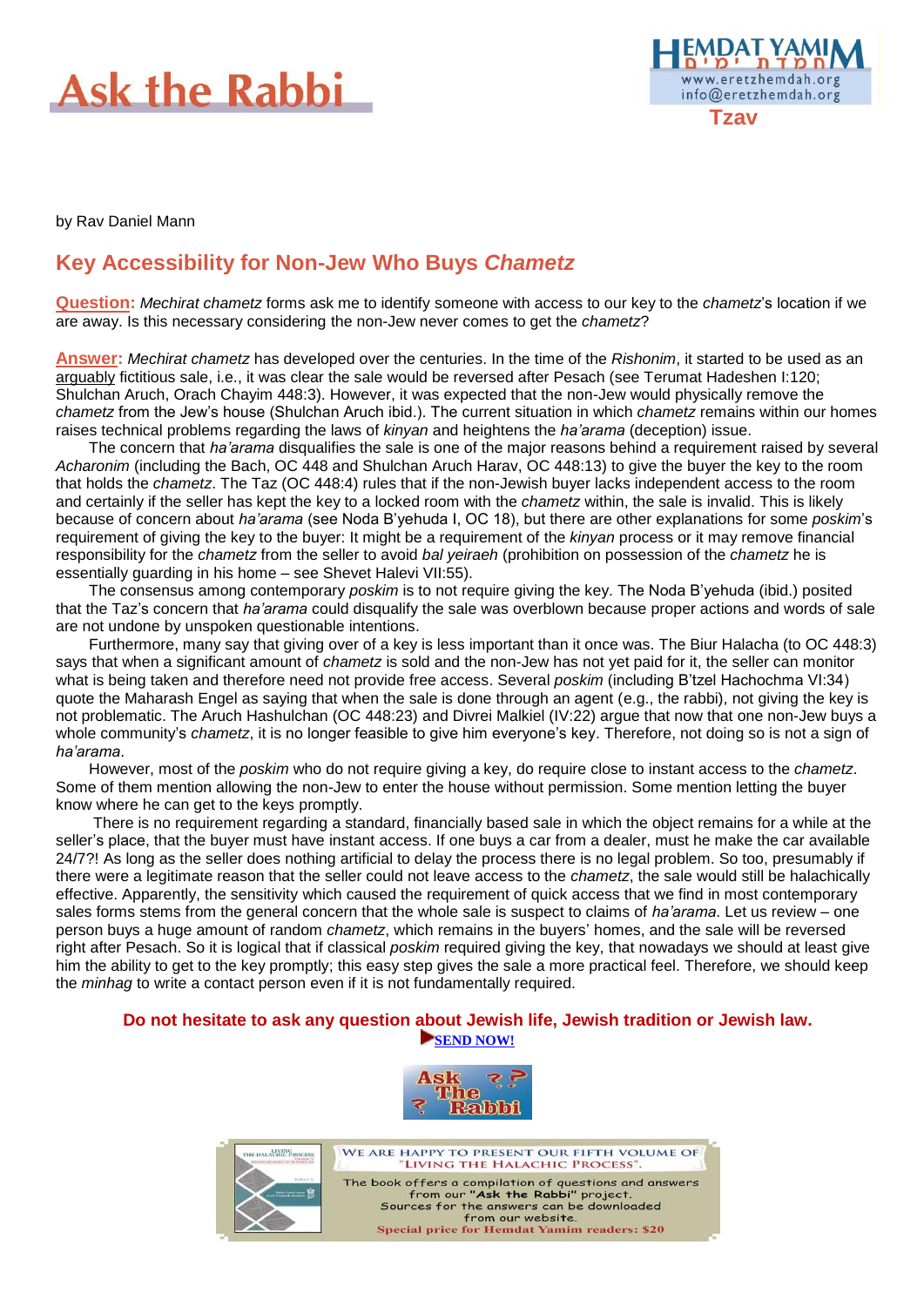# Ask the Rabbi

Tzav

by Rav Daniel Mann

## Key Accessibility for Non-Jew Who Buys *Chametz*

**Question:** *Mechirat chametz* forms ask me to identify someone with access to our key to the *chametz*'s location if we are away. Is this necessary considering the non-Jew never comes to get the *chametz*?

**Answer:** *Mechirat chametz* has developed over the centuries. In the time of the *Rishonim*, it started to be used as an arguably fictitious sale, i.e., it was clear the sale would be reversed after Pesach (see Terumat Hadeshen I:120; Shulchan Aruch, Orach Chayim 448:3). However, it was expected that the non-Jew would physically remove the *chametz* from the Jew's house (Shulchan Aruch ibid.). The current situation in which *chametz* remains within our homes raises technical problems regarding the laws of *kinyan* and heightens the *ha'arama* (deception) issue.

The concern that *ha'arama* disqualifies the sale is one of the major reasons behind a requirement raised by several *Acharonim* (including the Bach, OC 448 and Shulchan Aruch Harav, OC 448:13) to give the buyer the key to the room that holds the *chametz*. The Taz (OC 448:4) rules that if the non-Jewish buyer lacks independent access to the room and certainly if the seller has kept the key to a locked room with the *chametz* within, the sale is invalid. This is likely because of concern about *ha'arama* (see Noda B'yehuda I, OC 18), but there are other explanations for some *poskim*'s requirement of giving the key to the buyer: It might be a requirement of the *kinyan* process or it may remove financial responsibility for the *chametz* from the seller to avoid *bal yeiraeh* (prohibition on possession of the *chametz* he is essentially guarding in his home – see Shevet Halevi VII:55).

The consensus among contemporary *poskim* is to not require giving the key. The Noda B'yehuda (ibid.) posited that the Taz's concern that *ha'arama* could disqualify the sale was overblown because proper actions and words of sale are not undone by unspoken questionable intentions.

Furthermore, many say that giving over of a key is less important than it once was. The Biur Halacha (to OC 448:3) says that when a significant amount of *chametz* is sold and the non-Jew has not yet paid for it, the seller can monitor what is being taken and therefore need not provide free access. Several *poskim* (including B'tzel Hachochma VI:34) quote the Maharash Engel as saying that when the sale is done through an agent (e.g., the rabbi), not giving the key is not problematic. The Aruch Hashulchan (OC 448:23) and Divrei Malkiel (IV:22) argue that now that one non-Jew buys a whole community's *chametz*, it is no longer feasible to give him everyone's key. Therefore, not doing so is not a sign of *ha'arama*.

However, most of the *poskim* who do not require giving a key, do require close to instant access to the *chametz*. Some of them mention allowing the non-Jew to enter the house without permission. Some mention letting the buyer know where he can get to the keys promptly.

There is no requirement regarding a standard, financially based sale in which the object remains for a while at the seller's place, that the buyer must have instant access. If one buys a car from a dealer, must he make the car available 24/7?! As long as the seller does nothing artificial to delay the process there is no legal problem. So too, presumably if there were a legitimate reason that the seller could not leave access to the *chametz*, the sale would still be halachically effective. Apparently, the sensitivity which caused the requirement of quick access that we find in most contemporary sales forms stems from the general concern that the whole sale is suspect to claims of *ha'arama*. Let us review – one person buys a huge amount of random *chametz*, which remains in the buyers' homes, and the sale will be reversed right after Pesach. So it is logical that if classical *poskim* required giving the key, that nowadays we should at least give him the ability to get to the key promptly; this easy step gives the sale a more practical feel. Therefore, we should keep the *minhag* to write a contact person even if it is not fundamentally required.

**Do not hesitate to ask any question about Jewish life, Jewish tradition or Jewish law.**

**SEND NOW!**

WE ARE HAPPY TO PRESENT OUR FIFTH VOLUME OF "LIVING THE HALACHIC PROCESS".

The book offers a compilation of questions and answers from our **"Ask the Rabbi"** project. Sources for the answers can be downloaded from our website.

**Special price for Hemdat Yamim readers: $20**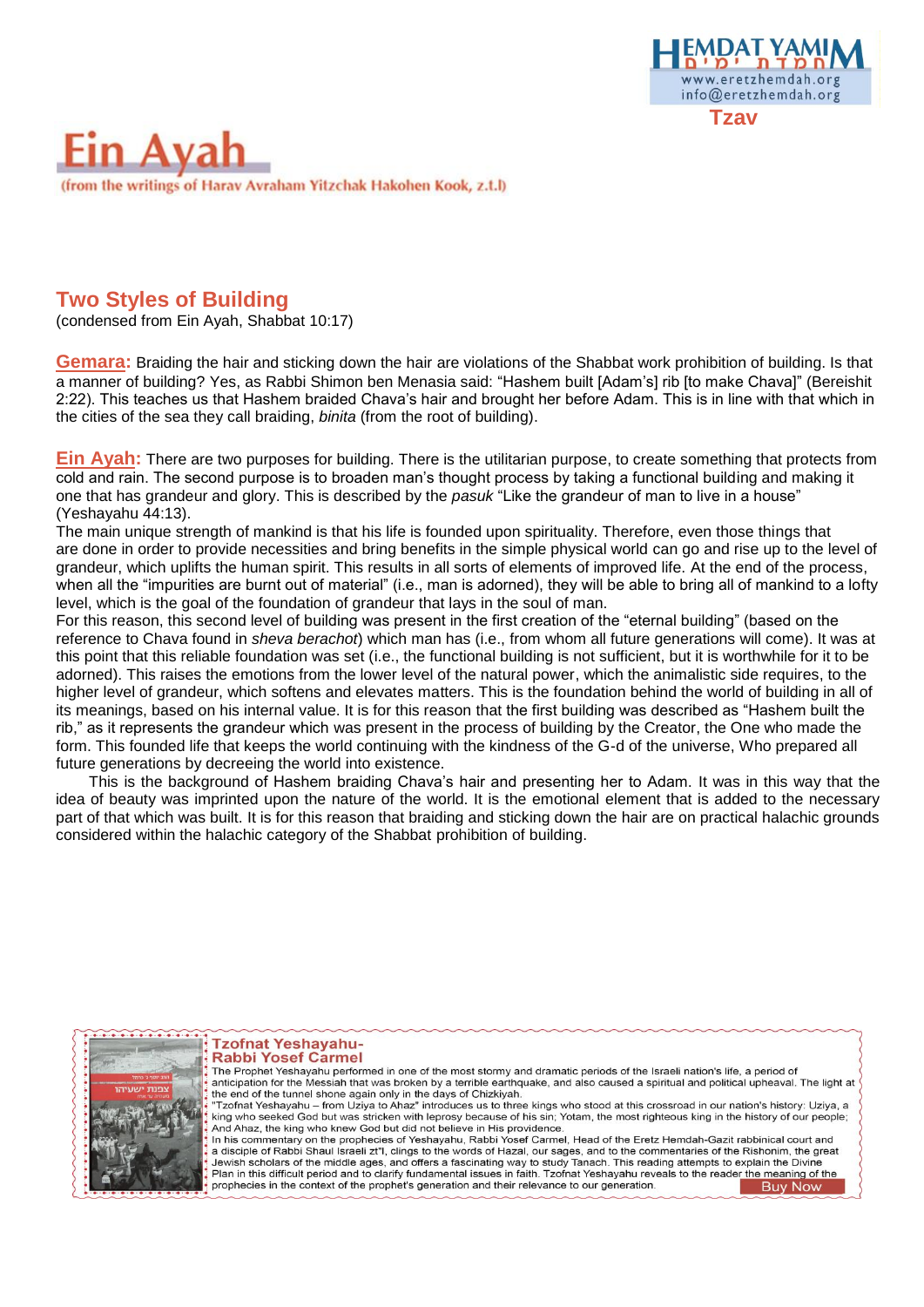# Ein Ayah

(from the writings of Harav Avraham Yitzchak Hakohen Kook, z.t.l)

Tzav

## Two Styles of Building

(condensed from Ein Ayah, Shabbat 10:17)

**Gemara:** Braiding the hair and sticking down the hair are violations of the Shabbat work prohibition of building. Is that a manner of building? Yes, as Rabbi Shimon ben Menasia said: "Hashem built [Adam's] rib [to make Chava]" (Bereishit 2:22). This teaches us that Hashem braided Chava's hair and brought her before Adam. This is in line with that which in the cities of the sea they call braiding, *binita* (from the root of building).

**Ein Ayah:** There are two purposes for building. There is the utilitarian purpose, to create something that protects from cold and rain. The second purpose is to broaden man's thought process by taking a functional building and making it one that has grandeur and glory. This is described by the *pasuk* "Like the grandeur of man to live in a house" (Yeshayahu 44:13).

The main unique strength of mankind is that his life is founded upon spirituality. Therefore, even those things that are done in order to provide necessities and bring benefits in the simple physical world can go and rise up to the level of grandeur, which uplifts the human spirit. This results in all sorts of elements of improved life. At the end of the process, when all the "impurities are burnt out of material" (i.e., man is adorned), they will be able to bring all of mankind to a lofty level, which is the goal of the foundation of grandeur that lays in the soul of man.

For this reason, this second level of building was present in the first creation of the "eternal building" (based on the reference to Chava found in *sheva berachot*) which man has (i.e., from whom all future generations will come). It was at this point that this reliable foundation was set (i.e., the functional building is not sufficient, but it is worthwhile for it to be adorned). This raises the emotions from the lower level of the natural power, which the animalistic side requires, to the higher level of grandeur, which softens and elevates matters. This is the foundation behind the world of building in all of its meanings, based on his internal value. It is for this reason that the first building was described as "Hashem built the rib," as it represents the grandeur which was present in the process of building by the Creator, the One who made the form. This founded life that keeps the world continuing with the kindness of the G-d of the universe, Who prepared all future generations by decreeing the world into existence.

This is the background of Hashem braiding Chava's hair and presenting her to Adam. It was in this way that the idea of beauty was imprinted upon the nature of the world. It is the emotional element that is added to the necessary part of that which was built. It is for this reason that braiding and sticking down the hair are on practical halachic grounds considered within the halachic category of the Shabbat prohibition of building.

---

**Tzofnat Yeshayahu- Rabbi Yosef Carmel**

The Prophet Yeshayahu performed in one of the most stormy and dramatic periods of the Israeli nation's life, a period of anticipation for the Messiah that was broken by a terrible earthquake, and also caused a spiritual and political upheaval. The light at the end of the tunnel shone again only in the days of Chizkiyah.

"Tzofnat Yeshayahu – from Uziya to Ahaz" introduces us to three kings who stood at this crossroad in our nation's history: Uziya, a king who seeked God but was stricken with leprosy because of his sin; Yotam, the most righteous king in the history of our people; And Ahaz, the king who knew God but did not believe in His providence.

In his commentary on the prophecies of Yeshayahu, Rabbi Yosef Carmel, Head of the Eretz Hemdah-Gazit rabbinical court and a disciple of Rabbi Shaul Israeli zt"l, clings to the words of Hazal, our sages, and to the commentaries of the Rishonim, the great Jewish scholars of the middle ages, and offers a fascinating way to study Tanach. This reading attempts to explain the Divine Plan in this difficult period and to clarify fundamental issues in faith. Tzofnat Yeshayahu reveals to the reader the meaning of the prophecies in the context of the prophet's generation and their relevance to our generation.

Buy Now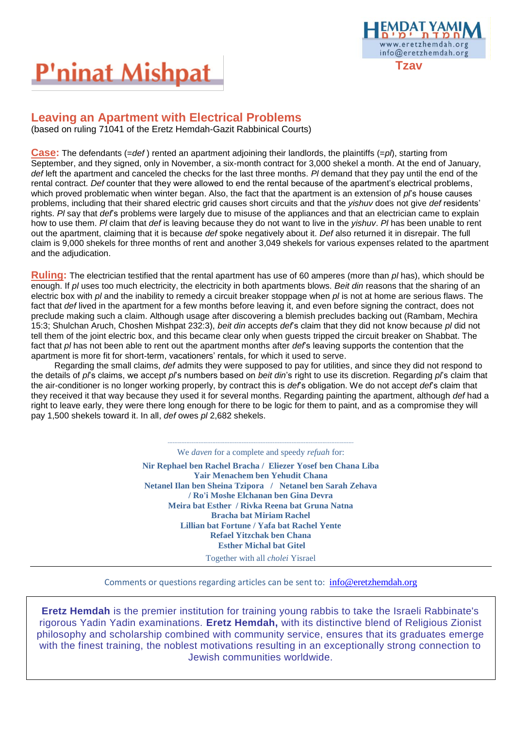# P'ninat Mishpat

Tzav

## Leaving an Apartment with Electrical Problems

(based on ruling 71041 of the Eretz Hemdah-Gazit Rabbinical Courts)

**Case:** The defendants (=*def* ) rented an apartment adjoining their landlords, the plaintiffs (=*pl*), starting from September, and they signed, only in November, a six-month contract for 3,000 shekel a month. At the end of January, *def* left the apartment and canceled the checks for the last three months. *Pl* demand that they pay until the end of the rental contract. *Def* counter that they were allowed to end the rental because of the apartment's electrical problems, which proved problematic when winter began. Also, the fact that the apartment is an extension of *pl*'s house causes problems, including that their shared electric grid causes short circuits and that the *yishuv* does not give *def* residents' rights. *Pl* say that *def*'s problems were largely due to misuse of the appliances and that an electrician came to explain how to use them. *Pl* claim that *def* is leaving because they do not want to live in the *yishuv*. *Pl* has been unable to rent out the apartment, claiming that it is because *def* spoke negatively about it. *Def* also returned it in disrepair. The full claim is 9,000 shekels for three months of rent and another 3,049 shekels for various expenses related to the apartment and the adjudication.

**Ruling:** The electrician testified that the rental apartment has use of 60 amperes (more than *pl* has), which should be enough. If *pl* uses too much electricity, the electricity in both apartments blows. *Beit din* reasons that the sharing of an electric box with *pl* and the inability to remedy a circuit breaker stoppage when *pl* is not at home are serious flaws. The fact that *def* lived in the apartment for a few months before leaving it, and even before signing the contract, does not preclude making such a claim. Although usage after discovering a blemish precludes backing out (Rambam, Mechira 15:3; Shulchan Aruch, Choshen Mishpat 232:3), *beit din* accepts *def*'s claim that they did not know because *pl* did not tell them of the joint electric box, and this became clear only when guests tripped the circuit breaker on Shabbat. The fact that *pl* has not been able to rent out the apartment months after *def*'s leaving supports the contention that the apartment is more fit for short-term, vacationers' rentals, for which it used to serve.

Regarding the small claims, *def* admits they were supposed to pay for utilities, and since they did not respond to the details of *pl*'s claims, we accept *pl*'s numbers based on *beit din*'s right to use its discretion. Regarding *pl*'s claim that the air-conditioner is no longer working properly, by contract this is *def*'s obligation. We do not accept *def*'s claim that they received it that way because they used it for several months. Regarding painting the apartment, although *def* had a right to leave early, they were there long enough for there to be logic for them to paint, and as a compromise they will pay 1,500 shekels toward it. In all, *def* owes *pl* 2,682 shekels.

---

We *daven* for a complete and speedy *refuah* for:

**Nir Rephael ben Rachel Bracha / Eliezer Yosef ben Chana Liba**
**Yair Menachem ben Yehudit Chana**
**Netanel Ilan ben Sheina Tzipora / Netanel ben Sarah Zehava**
**/ Ro'i Moshe Elchanan ben Gina Devra**
**Meira bat Esther / Rivka Reena bat Gruna Natna**
**Bracha bat Miriam Rachel**
**Lillian bat Fortune / Yafa bat Rachel Yente**
**Refael Yitzchak ben Chana**
**Esther Michal bat Gitel**

Together with all *cholei* Yisrael

---

Comments or questions regarding articles can be sent to: info@eretzhemdah.org

**Eretz Hemdah** is the premier institution for training young rabbis to take the Israeli Rabbinate's rigorous Yadin Yadin examinations. **Eretz Hemdah,** with its distinctive blend of Religious Zionist philosophy and scholarship combined with community service, ensures that its graduates emerge with the finest training, the noblest motivations resulting in an exceptionally strong connection to Jewish communities worldwide.